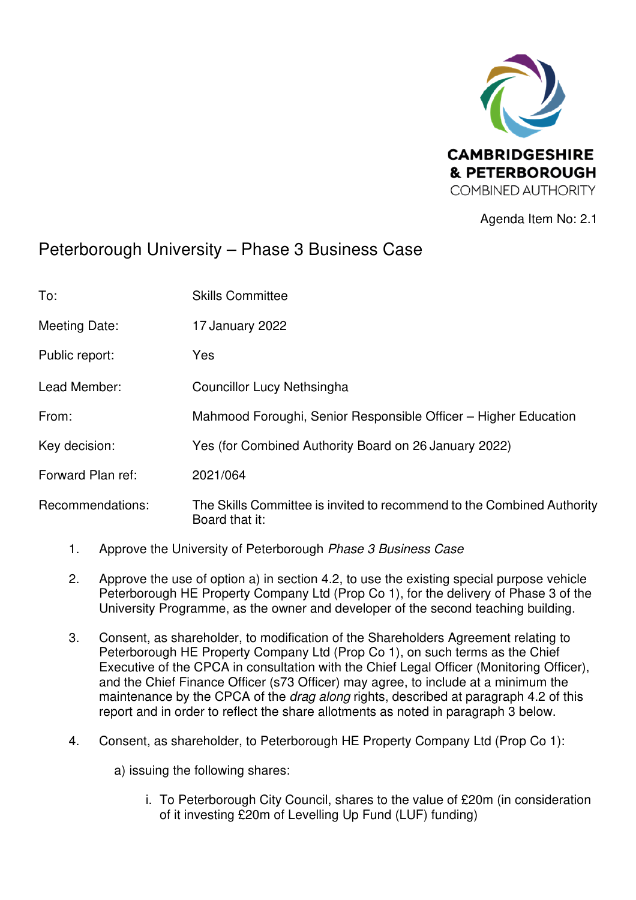CAMBRIDGESHIRE & PETERBOROUGH COMBINED AUTHORITY

Agenda Item No: 2.1

# Peterborough University – Phase 3 Business Case

| | |
|---|---|
| To: | Skills Committee |
| Meeting Date: | 17 January 2022 |
| Public report: | Yes |
| Lead Member: | Councillor Lucy Nethsingha |
| From: | Mahmood Foroughi, Senior Responsible Officer – Higher Education |
| Key decision: | Yes (for Combined Authority Board on 26 January 2022) |
| Forward Plan ref: | 2021/064 |
| Recommendations: | The Skills Committee is invited to recommend to the Combined Authority Board that it: |

1. Approve the University of Peterborough *Phase 3 Business Case*

2. Approve the use of option a) in section 4.2, to use the existing special purpose vehicle Peterborough HE Property Company Ltd (Prop Co 1), for the delivery of Phase 3 of the University Programme, as the owner and developer of the second teaching building.

3. Consent, as shareholder, to modification of the Shareholders Agreement relating to Peterborough HE Property Company Ltd (Prop Co 1), on such terms as the Chief Executive of the CPCA in consultation with the Chief Legal Officer (Monitoring Officer), and the Chief Finance Officer (s73 Officer) may agree, to include at a minimum the maintenance by the CPCA of the *drag along* rights, described at paragraph 4.2 of this report and in order to reflect the share allotments as noted in paragraph 3 below.

4. Consent, as shareholder, to Peterborough HE Property Company Ltd (Prop Co 1):

   a) issuing the following shares:

      i. To Peterborough City Council, shares to the value of £20m (in consideration of it investing £20m of Levelling Up Fund (LUF) funding)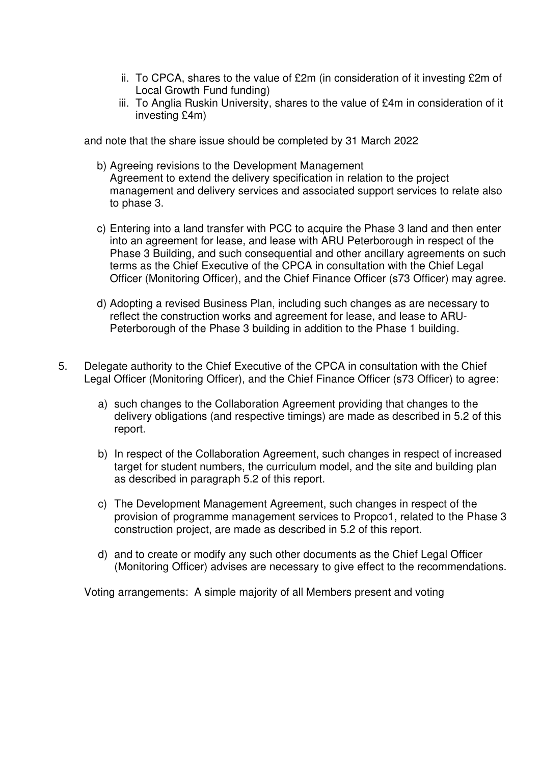ii. To CPCA, shares to the value of £2m (in consideration of it investing £2m of Local Growth Fund funding)
   iii. To Anglia Ruskin University, shares to the value of £4m in consideration of it investing £4m)

   and note that the share issue should be completed by 31 March 2022

   b) Agreeing revisions to the Development Management Agreement to extend the delivery specification in relation to the project management and delivery services and associated support services to relate also to phase 3.

   c) Entering into a land transfer with PCC to acquire the Phase 3 land and then enter into an agreement for lease, and lease with ARU Peterborough in respect of the Phase 3 Building, and such consequential and other ancillary agreements on such terms as the Chief Executive of the CPCA in consultation with the Chief Legal Officer (Monitoring Officer), and the Chief Finance Officer (s73 Officer) may agree.

   d) Adopting a revised Business Plan, including such changes as are necessary to reflect the construction works and agreement for lease, and lease to ARU-Peterborough of the Phase 3 building in addition to the Phase 1 building.

5. Delegate authority to the Chief Executive of the CPCA in consultation with the Chief Legal Officer (Monitoring Officer), and the Chief Finance Officer (s73 Officer) to agree:

   a) such changes to the Collaboration Agreement providing that changes to the delivery obligations (and respective timings) are made as described in 5.2 of this report.

   b) In respect of the Collaboration Agreement, such changes in respect of increased target for student numbers, the curriculum model, and the site and building plan as described in paragraph 5.2 of this report.

   c) The Development Management Agreement, such changes in respect of the provision of programme management services to Propco1, related to the Phase 3 construction project, are made as described in 5.2 of this report.

   d) and to create or modify any such other documents as the Chief Legal Officer (Monitoring Officer) advises are necessary to give effect to the recommendations.

Voting arrangements: A simple majority of all Members present and voting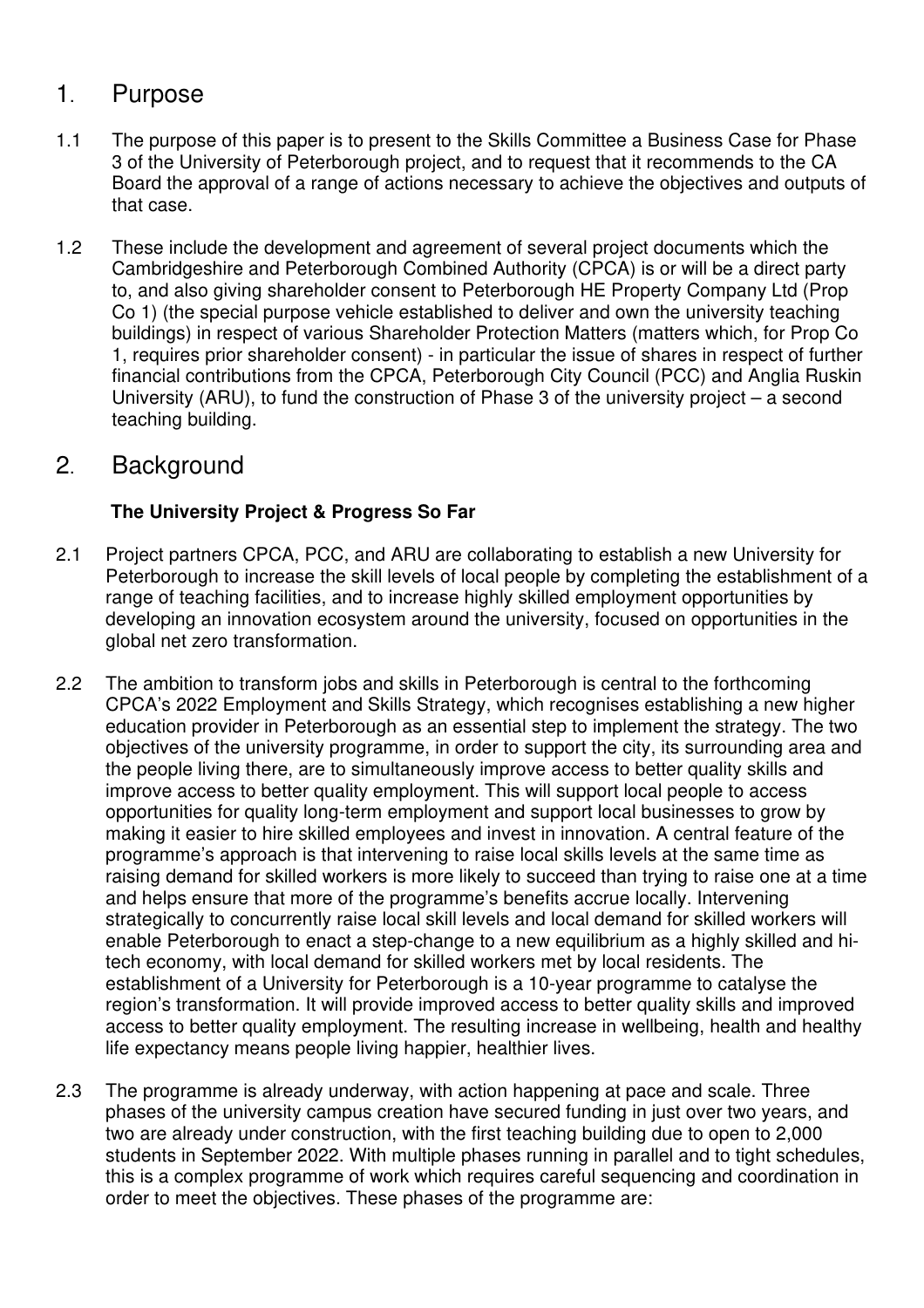## 1. Purpose

1.1 The purpose of this paper is to present to the Skills Committee a Business Case for Phase 3 of the University of Peterborough project, and to request that it recommends to the CA Board the approval of a range of actions necessary to achieve the objectives and outputs of that case.

1.2 These include the development and agreement of several project documents which the Cambridgeshire and Peterborough Combined Authority (CPCA) is or will be a direct party to, and also giving shareholder consent to Peterborough HE Property Company Ltd (Prop Co 1) (the special purpose vehicle established to deliver and own the university teaching buildings) in respect of various Shareholder Protection Matters (matters which, for Prop Co 1, requires prior shareholder consent) - in particular the issue of shares in respect of further financial contributions from the CPCA, Peterborough City Council (PCC) and Anglia Ruskin University (ARU), to fund the construction of Phase 3 of the university project – a second teaching building.

## 2. Background

### The University Project & Progress So Far

2.1 Project partners CPCA, PCC, and ARU are collaborating to establish a new University for Peterborough to increase the skill levels of local people by completing the establishment of a range of teaching facilities, and to increase highly skilled employment opportunities by developing an innovation ecosystem around the university, focused on opportunities in the global net zero transformation.

2.2 The ambition to transform jobs and skills in Peterborough is central to the forthcoming CPCA's 2022 Employment and Skills Strategy, which recognises establishing a new higher education provider in Peterborough as an essential step to implement the strategy. The two objectives of the university programme, in order to support the city, its surrounding area and the people living there, are to simultaneously improve access to better quality skills and improve access to better quality employment. This will support local people to access opportunities for quality long-term employment and support local businesses to grow by making it easier to hire skilled employees and invest in innovation. A central feature of the programme's approach is that intervening to raise local skills levels at the same time as raising demand for skilled workers is more likely to succeed than trying to raise one at a time and helps ensure that more of the programme's benefits accrue locally. Intervening strategically to concurrently raise local skill levels and local demand for skilled workers will enable Peterborough to enact a step-change to a new equilibrium as a highly skilled and hi-tech economy, with local demand for skilled workers met by local residents. The establishment of a University for Peterborough is a 10-year programme to catalyse the region's transformation. It will provide improved access to better quality skills and improved access to better quality employment. The resulting increase in wellbeing, health and healthy life expectancy means people living happier, healthier lives.

2.3 The programme is already underway, with action happening at pace and scale. Three phases of the university campus creation have secured funding in just over two years, and two are already under construction, with the first teaching building due to open to 2,000 students in September 2022. With multiple phases running in parallel and to tight schedules, this is a complex programme of work which requires careful sequencing and coordination in order to meet the objectives. These phases of the programme are: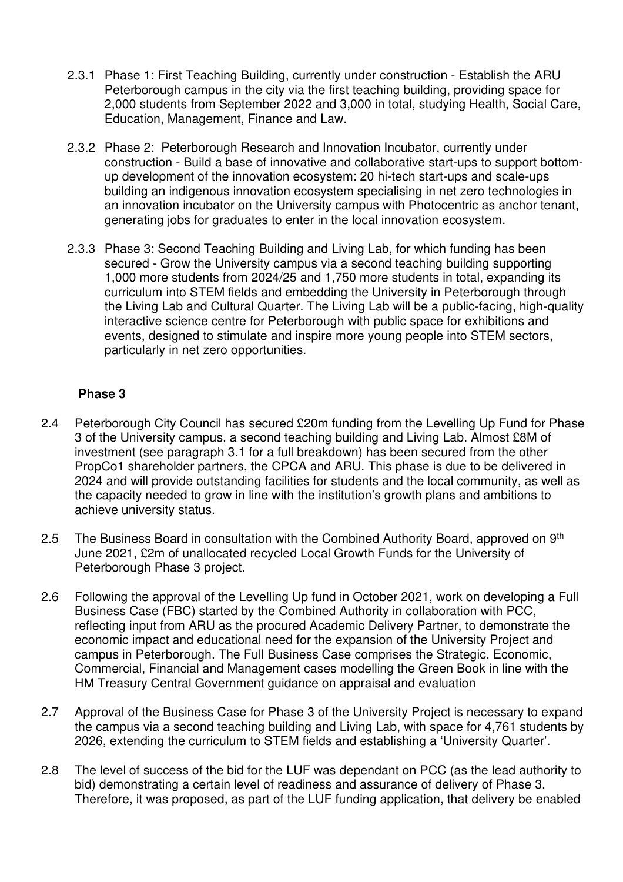2.3.1 Phase 1: First Teaching Building, currently under construction - Establish the ARU Peterborough campus in the city via the first teaching building, providing space for 2,000 students from September 2022 and 3,000 in total, studying Health, Social Care, Education, Management, Finance and Law.

2.3.2 Phase 2: Peterborough Research and Innovation Incubator, currently under construction - Build a base of innovative and collaborative start-ups to support bottom-up development of the innovation ecosystem: 20 hi-tech start-ups and scale-ups building an indigenous innovation ecosystem specialising in net zero technologies in an innovation incubator on the University campus with Photocentric as anchor tenant, generating jobs for graduates to enter in the local innovation ecosystem.

2.3.3 Phase 3: Second Teaching Building and Living Lab, for which funding has been secured - Grow the University campus via a second teaching building supporting 1,000 more students from 2024/25 and 1,750 more students in total, expanding its curriculum into STEM fields and embedding the University in Peterborough through the Living Lab and Cultural Quarter. The Living Lab will be a public-facing, high-quality interactive science centre for Peterborough with public space for exhibitions and events, designed to stimulate and inspire more young people into STEM sectors, particularly in net zero opportunities.

**Phase 3**

2.4 Peterborough City Council has secured £20m funding from the Levelling Up Fund for Phase 3 of the University campus, a second teaching building and Living Lab. Almost £8M of investment (see paragraph 3.1 for a full breakdown) has been secured from the other PropCo1 shareholder partners, the CPCA and ARU. This phase is due to be delivered in 2024 and will provide outstanding facilities for students and the local community, as well as the capacity needed to grow in line with the institution's growth plans and ambitions to achieve university status.

2.5 The Business Board in consultation with the Combined Authority Board, approved on 9th June 2021, £2m of unallocated recycled Local Growth Funds for the University of Peterborough Phase 3 project.

2.6 Following the approval of the Levelling Up fund in October 2021, work on developing a Full Business Case (FBC) started by the Combined Authority in collaboration with PCC, reflecting input from ARU as the procured Academic Delivery Partner, to demonstrate the economic impact and educational need for the expansion of the University Project and campus in Peterborough. The Full Business Case comprises the Strategic, Economic, Commercial, Financial and Management cases modelling the Green Book in line with the HM Treasury Central Government guidance on appraisal and evaluation

2.7 Approval of the Business Case for Phase 3 of the University Project is necessary to expand the campus via a second teaching building and Living Lab, with space for 4,761 students by 2026, extending the curriculum to STEM fields and establishing a 'University Quarter'.

2.8 The level of success of the bid for the LUF was dependant on PCC (as the lead authority to bid) demonstrating a certain level of readiness and assurance of delivery of Phase 3. Therefore, it was proposed, as part of the LUF funding application, that delivery be enabled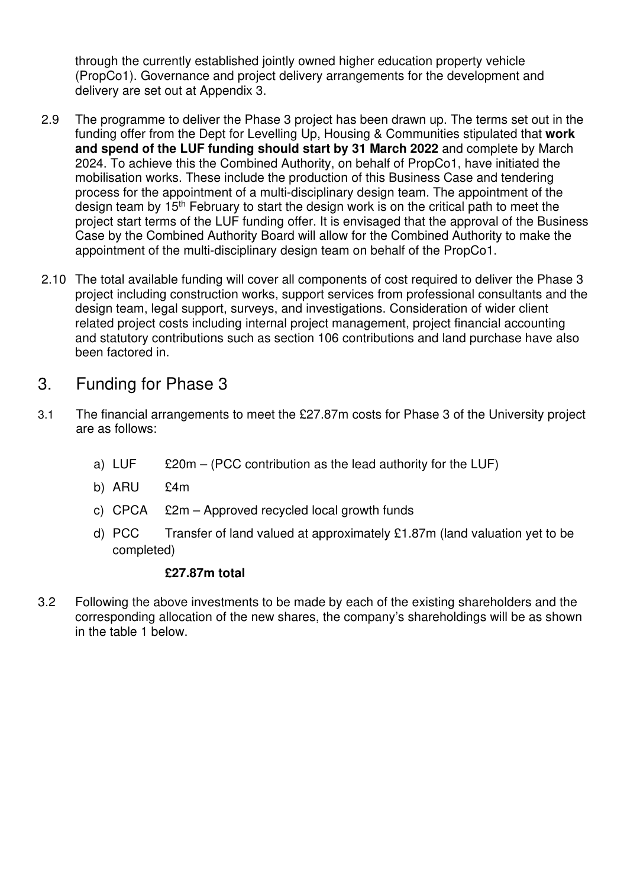through the currently established jointly owned higher education property vehicle (PropCo1). Governance and project delivery arrangements for the development and delivery are set out at Appendix 3.

2.9 The programme to deliver the Phase 3 project has been drawn up. The terms set out in the funding offer from the Dept for Levelling Up, Housing & Communities stipulated that **work and spend of the LUF funding should start by 31 March 2022** and complete by March 2024. To achieve this the Combined Authority, on behalf of PropCo1, have initiated the mobilisation works. These include the production of this Business Case and tendering process for the appointment of a multi-disciplinary design team. The appointment of the design team by 15th February to start the design work is on the critical path to meet the project start terms of the LUF funding offer. It is envisaged that the approval of the Business Case by the Combined Authority Board will allow for the Combined Authority to make the appointment of the multi-disciplinary design team on behalf of the PropCo1.

2.10 The total available funding will cover all components of cost required to deliver the Phase 3 project including construction works, support services from professional consultants and the design team, legal support, surveys, and investigations. Consideration of wider client related project costs including internal project management, project financial accounting and statutory contributions such as section 106 contributions and land purchase have also been factored in.

## 3. Funding for Phase 3

3.1 The financial arrangements to meet the £27.87m costs for Phase 3 of the University project are as follows:

a) LUF £20m – (PCC contribution as the lead authority for the LUF)

b) ARU £4m

c) CPCA £2m – Approved recycled local growth funds

d) PCC Transfer of land valued at approximately £1.87m (land valuation yet to be completed)

**£27.87m total**

3.2 Following the above investments to be made by each of the existing shareholders and the corresponding allocation of the new shares, the company's shareholdings will be as shown in the table 1 below.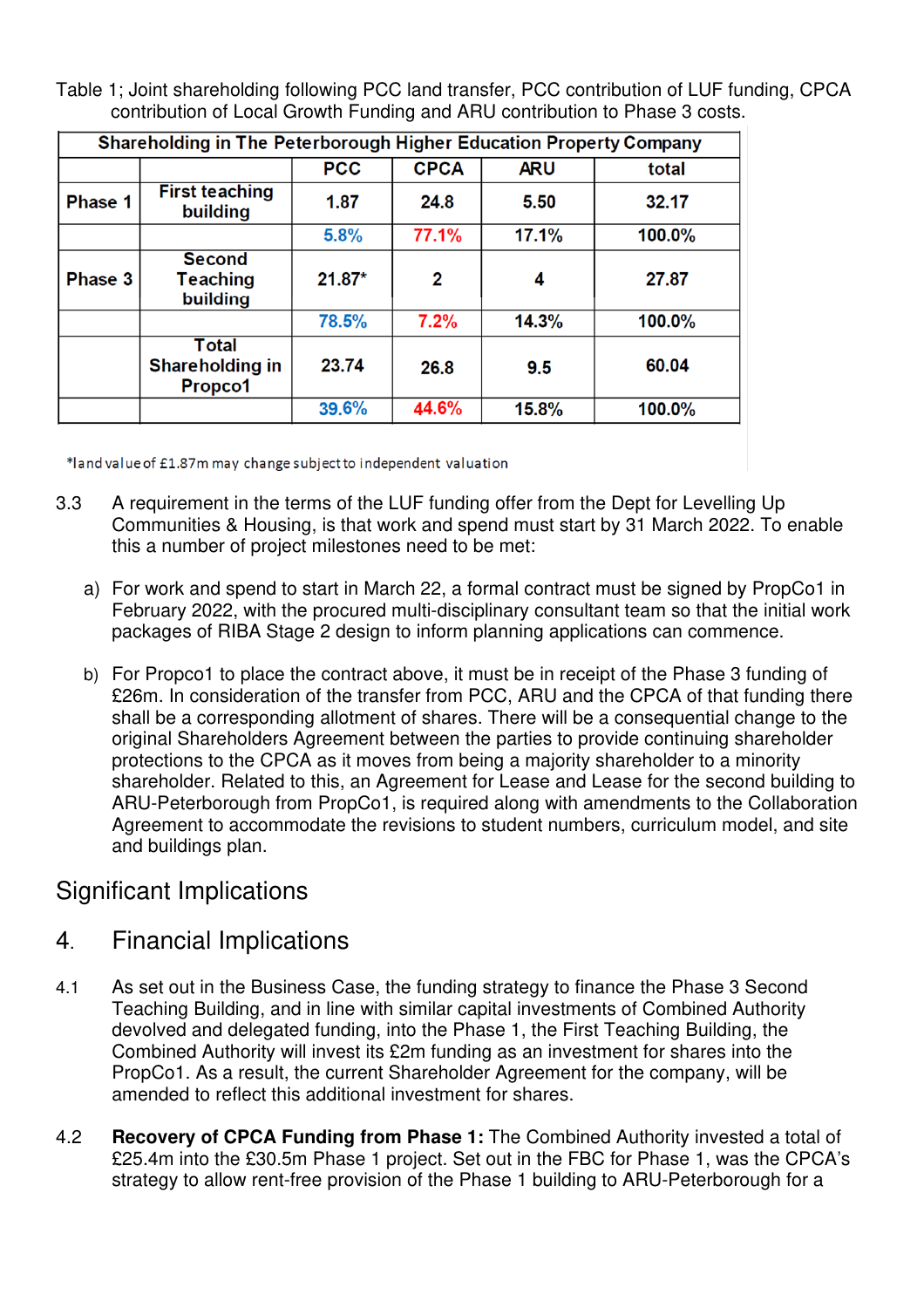Table 1; Joint shareholding following PCC land transfer, PCC contribution of LUF funding, CPCA contribution of Local Growth Funding and ARU contribution to Phase 3 costs.

| Shareholding in The Peterborough Higher Education Property Company | | | | | |
|---|---|---|---|---|---|
| | | PCC | CPCA | ARU | total |
| Phase 1 | First teaching building | 1.87 | 24.8 | 5.50 | 32.17 |
| | | 5.8% | 77.1% | 17.1% | 100.0% |
| Phase 3 | Second Teaching building | 21.87* | 2 | 4 | 27.87 |
| | | 78.5% | 7.2% | 14.3% | 100.0% |
| | Total Shareholding in Propco1 | 23.74 | 26.8 | 9.5 | 60.04 |
| | | 39.6% | 44.6% | 15.8% | 100.0% |

*land value of £1.87m may change subject to independent valuation

3.3 A requirement in the terms of the LUF funding offer from the Dept for Levelling Up Communities & Housing, is that work and spend must start by 31 March 2022. To enable this a number of project milestones need to be met:

a) For work and spend to start in March 22, a formal contract must be signed by PropCo1 in February 2022, with the procured multi-disciplinary consultant team so that the initial work packages of RIBA Stage 2 design to inform planning applications can commence.

b) For Propco1 to place the contract above, it must be in receipt of the Phase 3 funding of £26m. In consideration of the transfer from PCC, ARU and the CPCA of that funding there shall be a corresponding allotment of shares. There will be a consequential change to the original Shareholders Agreement between the parties to provide continuing shareholder protections to the CPCA as it moves from being a majority shareholder to a minority shareholder. Related to this, an Agreement for Lease and Lease for the second building to ARU-Peterborough from PropCo1, is required along with amendments to the Collaboration Agreement to accommodate the revisions to student numbers, curriculum model, and site and buildings plan.

## Significant Implications

## 4. Financial Implications

4.1 As set out in the Business Case, the funding strategy to finance the Phase 3 Second Teaching Building, and in line with similar capital investments of Combined Authority devolved and delegated funding, into the Phase 1, the First Teaching Building, the Combined Authority will invest its £2m funding as an investment for shares into the PropCo1. As a result, the current Shareholder Agreement for the company, will be amended to reflect this additional investment for shares.

4.2 **Recovery of CPCA Funding from Phase 1:** The Combined Authority invested a total of £25.4m into the £30.5m Phase 1 project. Set out in the FBC for Phase 1, was the CPCA's strategy to allow rent-free provision of the Phase 1 building to ARU-Peterborough for a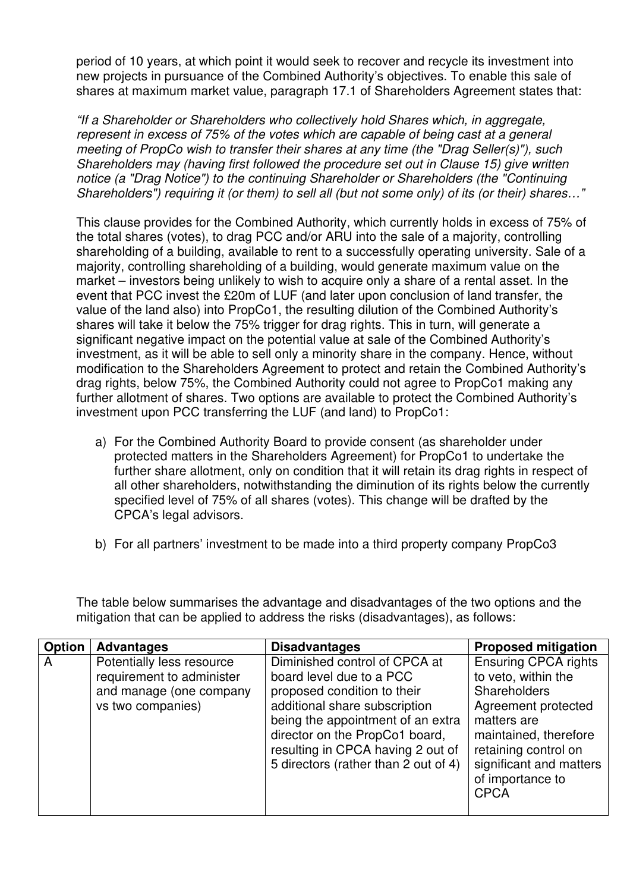period of 10 years, at which point it would seek to recover and recycle its investment into new projects in pursuance of the Combined Authority's objectives. To enable this sale of shares at maximum market value, paragraph 17.1 of Shareholders Agreement states that:

*"If a Shareholder or Shareholders who collectively hold Shares which, in aggregate, represent in excess of 75% of the votes which are capable of being cast at a general meeting of PropCo wish to transfer their shares at any time (the "Drag Seller(s)"), such Shareholders may (having first followed the procedure set out in Clause 15) give written notice (a "Drag Notice") to the continuing Shareholder or Shareholders (the "Continuing Shareholders") requiring it (or them) to sell all (but not some only) of its (or their) shares…"*

This clause provides for the Combined Authority, which currently holds in excess of 75% of the total shares (votes), to drag PCC and/or ARU into the sale of a majority, controlling shareholding of a building, available to rent to a successfully operating university. Sale of a majority, controlling shareholding of a building, would generate maximum value on the market – investors being unlikely to wish to acquire only a share of a rental asset. In the event that PCC invest the £20m of LUF (and later upon conclusion of land transfer, the value of the land also) into PropCo1, the resulting dilution of the Combined Authority's shares will take it below the 75% trigger for drag rights. This in turn, will generate a significant negative impact on the potential value at sale of the Combined Authority's investment, as it will be able to sell only a minority share in the company. Hence, without modification to the Shareholders Agreement to protect and retain the Combined Authority's drag rights, below 75%, the Combined Authority could not agree to PropCo1 making any further allotment of shares. Two options are available to protect the Combined Authority's investment upon PCC transferring the LUF (and land) to PropCo1:

a) For the Combined Authority Board to provide consent (as shareholder under protected matters in the Shareholders Agreement) for PropCo1 to undertake the further share allotment, only on condition that it will retain its drag rights in respect of all other shareholders, notwithstanding the diminution of its rights below the currently specified level of 75% of all shares (votes). This change will be drafted by the CPCA's legal advisors.

b) For all partners' investment to be made into a third property company PropCo3

The table below summarises the advantage and disadvantages of the two options and the mitigation that can be applied to address the risks (disadvantages), as follows:

| Option | Advantages | Disadvantages | Proposed mitigation |
|---|---|---|---|
| A | Potentially less resource requirement to administer and manage (one company vs two companies) | Diminished control of CPCA at board level due to a PCC proposed condition to their additional share subscription being the appointment of an extra director on the PropCo1 board, resulting in CPCA having 2 out of 5 directors (rather than 2 out of 4) | Ensuring CPCA rights to veto, within the Shareholders Agreement protected matters are maintained, therefore retaining control on significant and matters of importance to CPCA |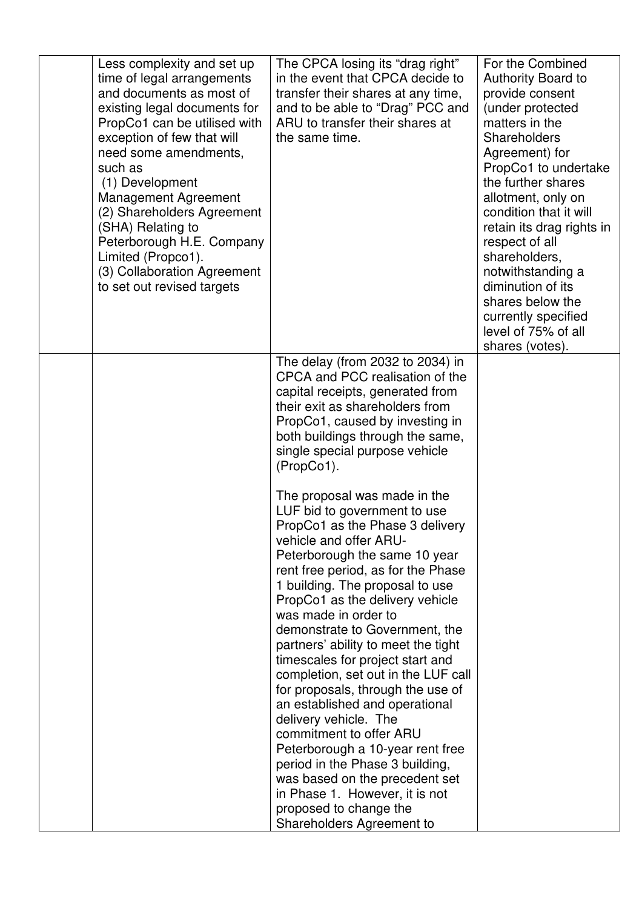| | | | |
|---|---|---|---|
| | Less complexity and set up time of legal arrangements and documents as most of existing legal documents for PropCo1 can be utilised with exception of few that will need some amendments, such as<br>(1) Development Management Agreement<br>(2) Shareholders Agreement (SHA) Relating to Peterborough H.E. Company Limited (Propco1).<br>(3) Collaboration Agreement to set out revised targets | The CPCA losing its "drag right" in the event that CPCA decide to transfer their shares at any time, and to be able to "Drag" PCC and ARU to transfer their shares at the same time. | For the Combined Authority Board to provide consent (under protected matters in the Shareholders Agreement) for PropCo1 to undertake the further shares allotment, only on condition that it will retain its drag rights in respect of all shareholders, notwithstanding a diminution of its shares below the currently specified level of 75% of all shares (votes). |
| | | The delay (from 2032 to 2034) in CPCA and PCC realisation of the capital receipts, generated from their exit as shareholders from PropCo1, caused by investing in both buildings through the same, single special purpose vehicle (PropCo1).<br><br>The proposal was made in the LUF bid to government to use PropCo1 as the Phase 3 delivery vehicle and offer ARU-Peterborough the same 10 year rent free period, as for the Phase 1 building. The proposal to use PropCo1 as the delivery vehicle was made in order to demonstrate to Government, the partners' ability to meet the tight timescales for project start and completion, set out in the LUF call for proposals, through the use of an established and operational delivery vehicle. The commitment to offer ARU Peterborough a 10-year rent free period in the Phase 3 building, was based on the precedent set in Phase 1. However, it is not proposed to change the Shareholders Agreement to | |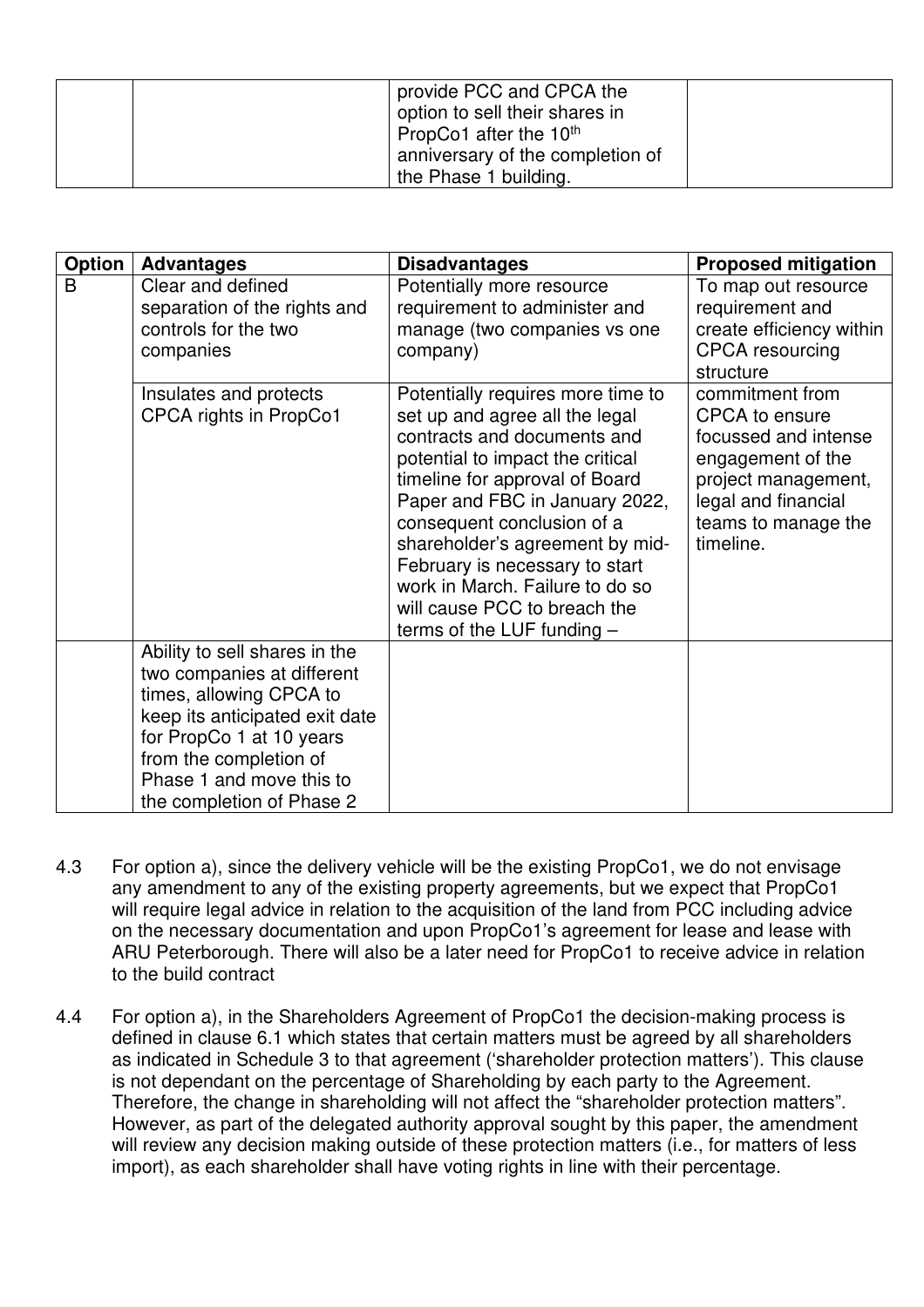| | | provide PCC and CPCA the option to sell their shares in PropCo1 after the 10th anniversary of the completion of the Phase 1 building. | |
|---|---|---|---|

| Option | Advantages | Disadvantages | Proposed mitigation |
|---|---|---|---|
| B | Clear and defined separation of the rights and controls for the two companies | Potentially more resource requirement to administer and manage (two companies vs one company) | To map out resource requirement and create efficiency within CPCA resourcing structure |
| | Insulates and protects CPCA rights in PropCo1 | Potentially requires more time to set up and agree all the legal contracts and documents and potential to impact the critical timeline for approval of Board Paper and FBC in January 2022, consequent conclusion of a shareholder's agreement by mid-February is necessary to start work in March. Failure to do so will cause PCC to breach the terms of the LUF funding – | commitment from CPCA to ensure focussed and intense engagement of the project management, legal and financial teams to manage the timeline. |
| | Ability to sell shares in the two companies at different times, allowing CPCA to keep its anticipated exit date for PropCo 1 at 10 years from the completion of Phase 1 and move this to the completion of Phase 2 | | |

4.3 For option a), since the delivery vehicle will be the existing PropCo1, we do not envisage any amendment to any of the existing property agreements, but we expect that PropCo1 will require legal advice in relation to the acquisition of the land from PCC including advice on the necessary documentation and upon PropCo1's agreement for lease and lease with ARU Peterborough. There will also be a later need for PropCo1 to receive advice in relation to the build contract

4.4 For option a), in the Shareholders Agreement of PropCo1 the decision-making process is defined in clause 6.1 which states that certain matters must be agreed by all shareholders as indicated in Schedule 3 to that agreement ('shareholder protection matters'). This clause is not dependant on the percentage of Shareholding by each party to the Agreement. Therefore, the change in shareholding will not affect the "shareholder protection matters". However, as part of the delegated authority approval sought by this paper, the amendment will review any decision making outside of these protection matters (i.e., for matters of less import), as each shareholder shall have voting rights in line with their percentage.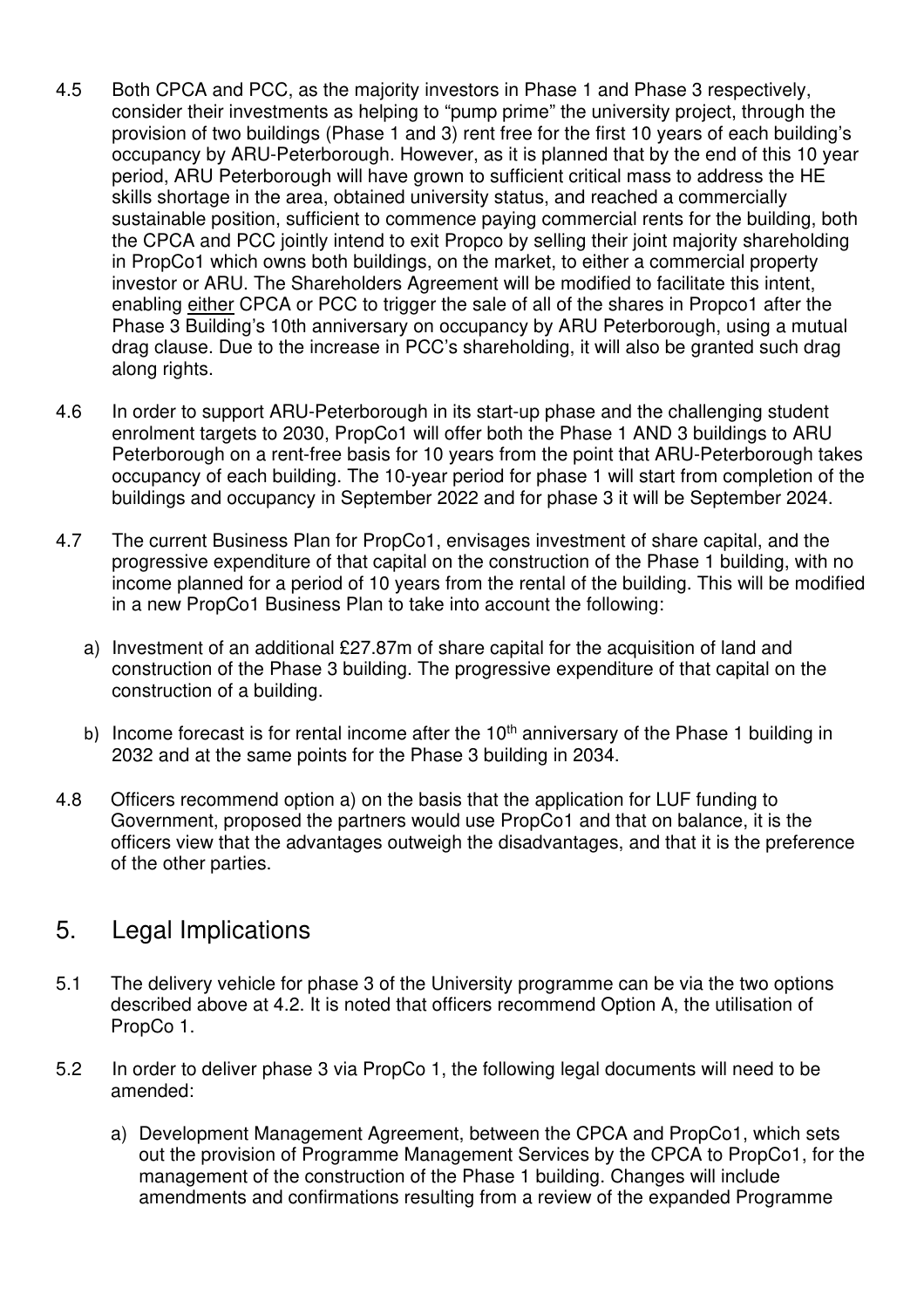4.5 Both CPCA and PCC, as the majority investors in Phase 1 and Phase 3 respectively, consider their investments as helping to "pump prime" the university project, through the provision of two buildings (Phase 1 and 3) rent free for the first 10 years of each building's occupancy by ARU-Peterborough. However, as it is planned that by the end of this 10 year period, ARU Peterborough will have grown to sufficient critical mass to address the HE skills shortage in the area, obtained university status, and reached a commercially sustainable position, sufficient to commence paying commercial rents for the building, both the CPCA and PCC jointly intend to exit Propco by selling their joint majority shareholding in PropCo1 which owns both buildings, on the market, to either a commercial property investor or ARU. The Shareholders Agreement will be modified to facilitate this intent, enabling <u>either</u> CPCA or PCC to trigger the sale of all of the shares in Propco1 after the Phase 3 Building's 10th anniversary on occupancy by ARU Peterborough, using a mutual drag clause. Due to the increase in PCC's shareholding, it will also be granted such drag along rights.

4.6 In order to support ARU-Peterborough in its start-up phase and the challenging student enrolment targets to 2030, PropCo1 will offer both the Phase 1 AND 3 buildings to ARU Peterborough on a rent-free basis for 10 years from the point that ARU-Peterborough takes occupancy of each building. The 10-year period for phase 1 will start from completion of the buildings and occupancy in September 2022 and for phase 3 it will be September 2024.

4.7 The current Business Plan for PropCo1, envisages investment of share capital, and the progressive expenditure of that capital on the construction of the Phase 1 building, with no income planned for a period of 10 years from the rental of the building. This will be modified in a new PropCo1 Business Plan to take into account the following:

a) Investment of an additional £27.87m of share capital for the acquisition of land and construction of the Phase 3 building. The progressive expenditure of that capital on the construction of a building.

b) Income forecast is for rental income after the 10th anniversary of the Phase 1 building in 2032 and at the same points for the Phase 3 building in 2034.

4.8 Officers recommend option a) on the basis that the application for LUF funding to Government, proposed the partners would use PropCo1 and that on balance, it is the officers view that the advantages outweigh the disadvantages, and that it is the preference of the other parties.

## 5. Legal Implications

5.1 The delivery vehicle for phase 3 of the University programme can be via the two options described above at 4.2. It is noted that officers recommend Option A, the utilisation of PropCo 1.

5.2 In order to deliver phase 3 via PropCo 1, the following legal documents will need to be amended:

a) Development Management Agreement, between the CPCA and PropCo1, which sets out the provision of Programme Management Services by the CPCA to PropCo1, for the management of the construction of the Phase 1 building. Changes will include amendments and confirmations resulting from a review of the expanded Programme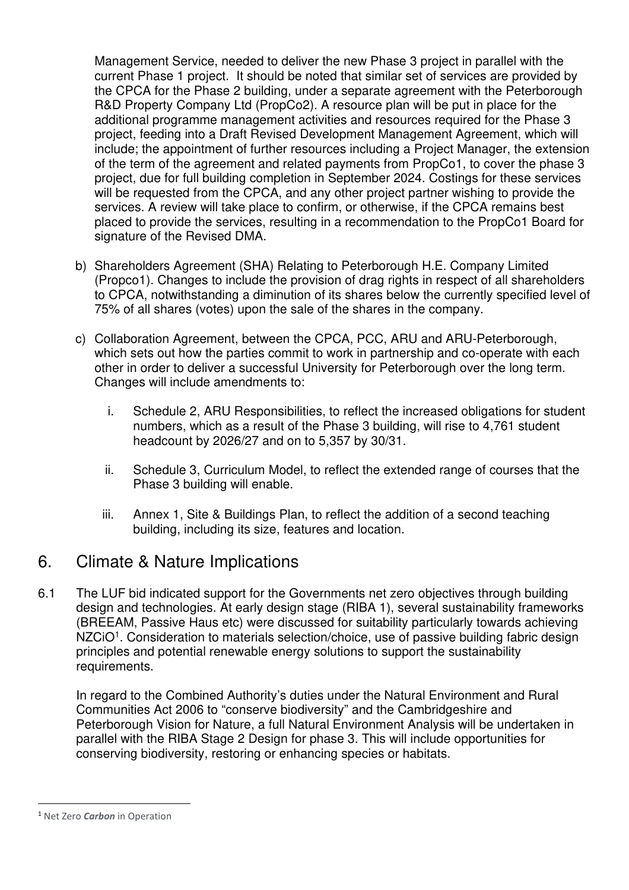Management Service, needed to deliver the new Phase 3 project in parallel with the current Phase 1 project. It should be noted that similar set of services are provided by the CPCA for the Phase 2 building, under a separate agreement with the Peterborough R&D Property Company Ltd (PropCo2). A resource plan will be put in place for the additional programme management activities and resources required for the Phase 3 project, feeding into a Draft Revised Development Management Agreement, which will include; the appointment of further resources including a Project Manager, the extension of the term of the agreement and related payments from PropCo1, to cover the phase 3 project, due for full building completion in September 2024. Costings for these services will be requested from the CPCA, and any other project partner wishing to provide the services. A review will take place to confirm, or otherwise, if the CPCA remains best placed to provide the services, resulting in a recommendation to the PropCo1 Board for signature of the Revised DMA.

b) Shareholders Agreement (SHA) Relating to Peterborough H.E. Company Limited (Propco1). Changes to include the provision of drag rights in respect of all shareholders to CPCA, notwithstanding a diminution of its shares below the currently specified level of 75% of all shares (votes) upon the sale of the shares in the company.

c) Collaboration Agreement, between the CPCA, PCC, ARU and ARU-Peterborough, which sets out how the parties commit to work in partnership and co-operate with each other in order to deliver a successful University for Peterborough over the long term. Changes will include amendments to:

   i. Schedule 2, ARU Responsibilities, to reflect the increased obligations for student numbers, which as a result of the Phase 3 building, will rise to 4,761 student headcount by 2026/27 and on to 5,357 by 30/31.

   ii. Schedule 3, Curriculum Model, to reflect the extended range of courses that the Phase 3 building will enable.

   iii. Annex 1, Site & Buildings Plan, to reflect the addition of a second teaching building, including its size, features and location.

## 6. Climate & Nature Implications

6.1 The LUF bid indicated support for the Governments net zero objectives through building design and technologies. At early design stage (RIBA 1), several sustainability frameworks (BREEAM, Passive Haus etc) were discussed for suitability particularly towards achieving NZCiO[1]. Consideration to materials selection/choice, use of passive building fabric design principles and potential renewable energy solutions to support the sustainability requirements.

In regard to the Combined Authority's duties under the Natural Environment and Rural Communities Act 2006 to "conserve biodiversity" and the Cambridgeshire and Peterborough Vision for Nature, a full Natural Environment Analysis will be undertaken in parallel with the RIBA Stage 2 Design for phase 3. This will include opportunities for conserving biodiversity, restoring or enhancing species or habitats.

---

[1] Net Zero ***Carbon*** in Operation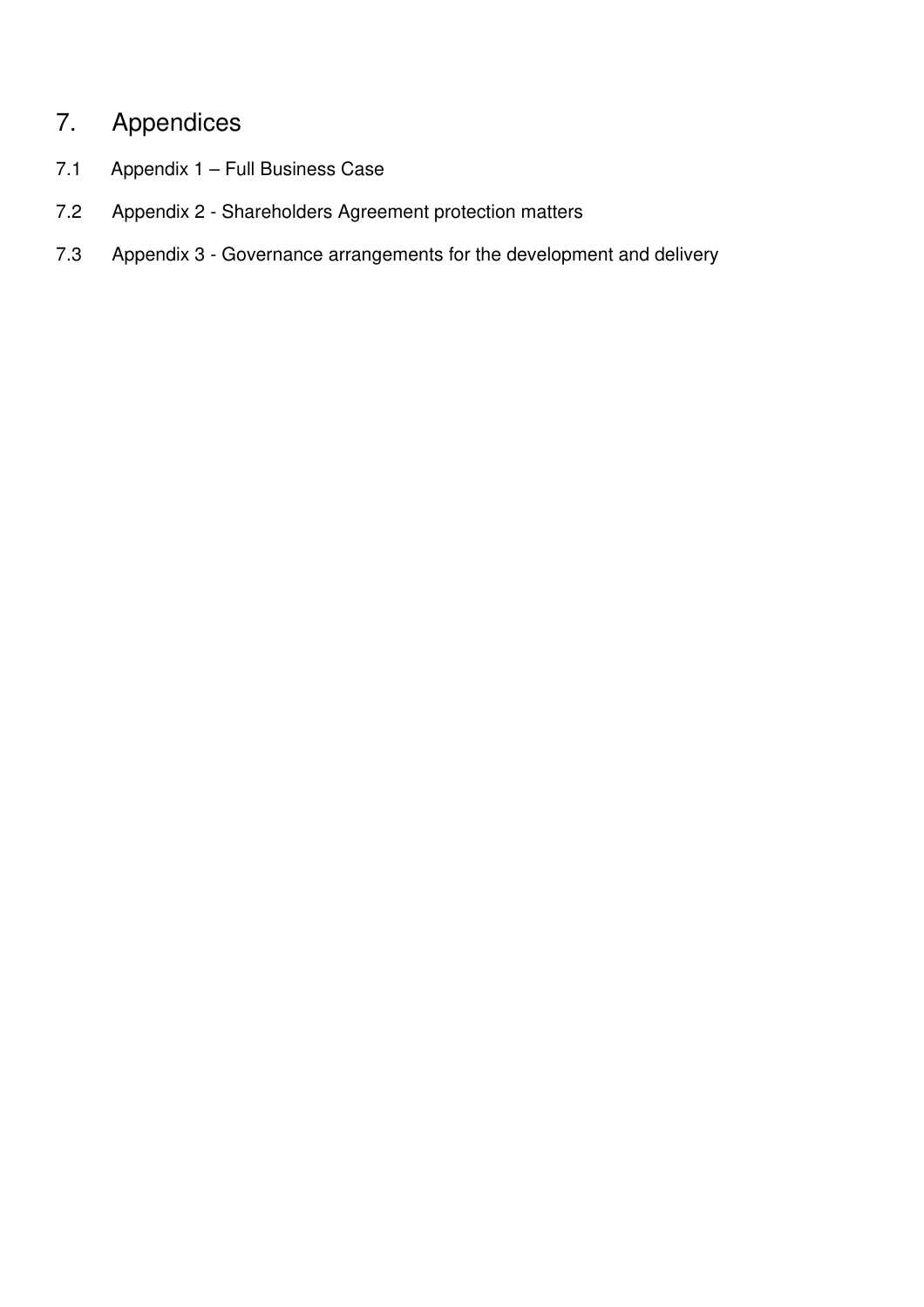# 7. Appendices

7.1 Appendix 1 – Full Business Case

7.2 Appendix 2 - Shareholders Agreement protection matters

7.3 Appendix 3 - Governance arrangements for the development and delivery